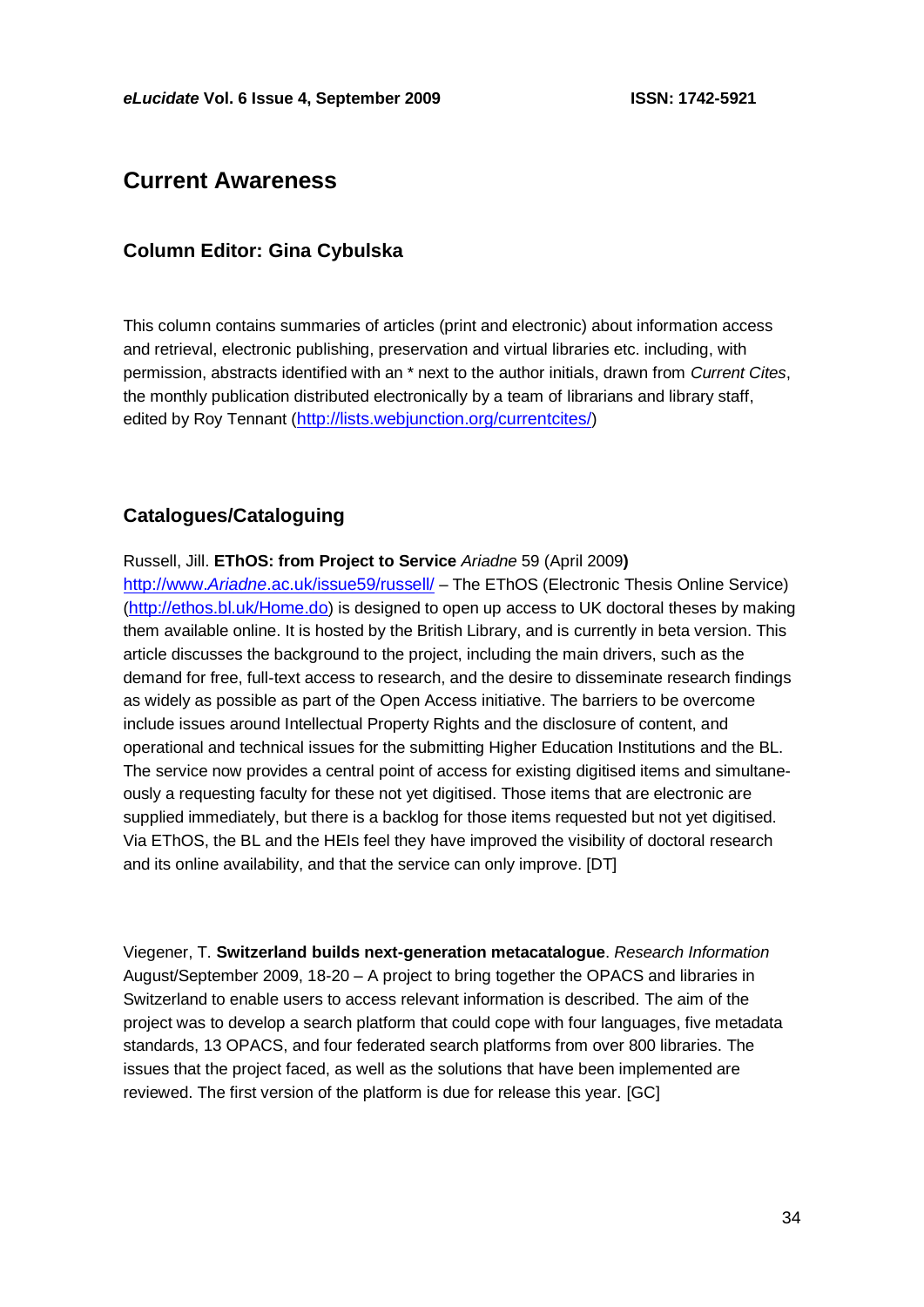# Current Awareness

## Column Editor: Gina Cybulska

This column contains summaries of articles (print and electronic) about information access and retrieval, electronic publishing, preservation and virtual libraries etc. including, with permission, abstracts identified with an * next to the author initials, drawn from *Current Cites*, the monthly publication distributed electronically by a team of librarians and library staff, edited by Roy Tennant (http://lists.webjunction.org/currentcites/)

## Catalogues/Cataloguing

Russell, Jill. **EThOS: from Project to Service** *Ariadne* 59 (April 2009**)** http://www.*Ariadne*.ac.uk/issue59/russell/ – The EThOS (Electronic Thesis Online Service) (http://ethos.bl.uk/Home.do) is designed to open up access to UK doctoral theses by making them available online. It is hosted by the British Library, and is currently in beta version. This article discusses the background to the project, including the main drivers, such as the demand for free, full-text access to research, and the desire to disseminate research findings as widely as possible as part of the Open Access initiative. The barriers to be overcome include issues around Intellectual Property Rights and the disclosure of content, and operational and technical issues for the submitting Higher Education Institutions and the BL. The service now provides a central point of access for existing digitised items and simultaneously a requesting faculty for these not yet digitised. Those items that are electronic are supplied immediately, but there is a backlog for those items requested but not yet digitised. Via EThOS, the BL and the HEIs feel they have improved the visibility of doctoral research and its online availability, and that the service can only improve. [DT]

Viegener, T. **Switzerland builds next-generation metacatalogue**. *Research Information* August/September 2009, 18-20 – A project to bring together the OPACS and libraries in Switzerland to enable users to access relevant information is described. The aim of the project was to develop a search platform that could cope with four languages, five metadata standards, 13 OPACS, and four federated search platforms from over 800 libraries. The issues that the project faced, as well as the solutions that have been implemented are reviewed. The first version of the platform is due for release this year. [GC]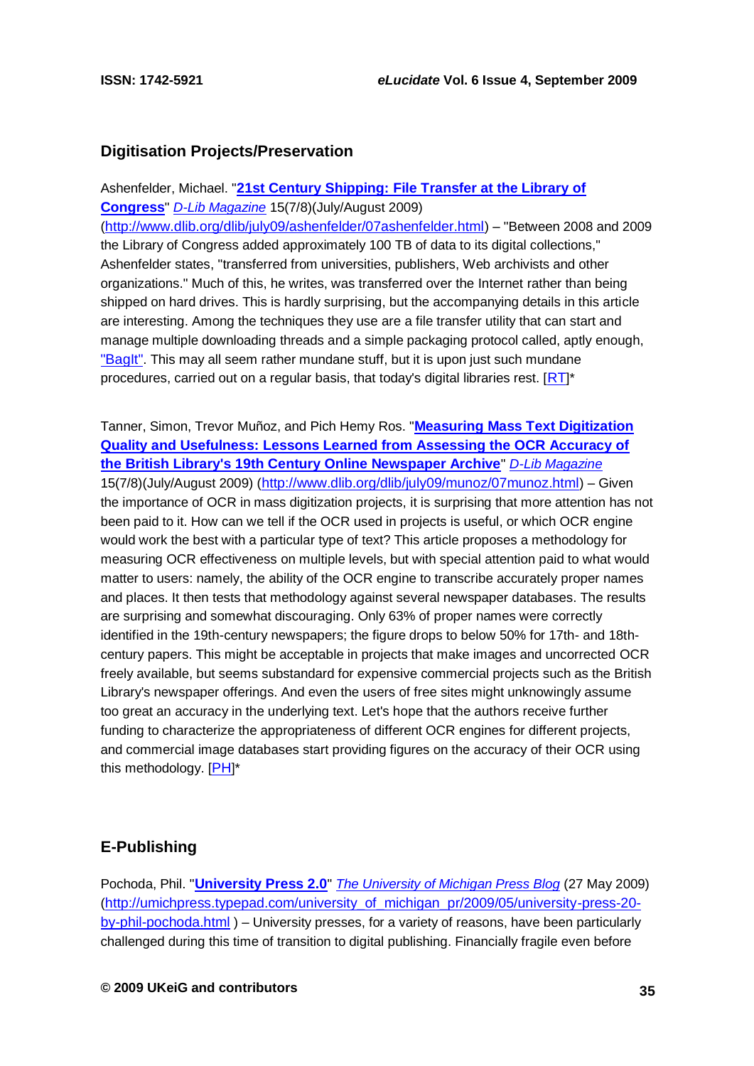## Digitisation Projects/Preservation

Ashenfelder, Michael. "**[21st Century Shipping: File Transfer at the Library of Congress](http://www.dlib.org/dlib/july09/ashenfelder/07ashenfelder.html)**" *D-Lib Magazine* 15(7/8)(July/August 2009) (http://www.dlib.org/dlib/july09/ashenfelder/07ashenfelder.html) – "Between 2008 and 2009 the Library of Congress added approximately 100 TB of data to its digital collections," Ashenfelder states, "transferred from universities, publishers, Web archivists and other organizations." Much of this, he writes, was transferred over the Internet rather than being shipped on hard drives. This is hardly surprising, but the accompanying details in this article are interesting. Among the techniques they use are a file transfer utility that can start and manage multiple downloading threads and a simple packaging protocol called, aptly enough, "BagIt". This may all seem rather mundane stuff, but it is upon just such mundane procedures, carried out on a regular basis, that today's digital libraries rest. [RT]*

Tanner, Simon, Trevor Muñoz, and Pich Hemy Ros. "**[Measuring Mass Text Digitization Quality and Usefulness: Lessons Learned from Assessing the OCR Accuracy of the British Library's 19th Century Online Newspaper Archive](http://www.dlib.org/dlib/july09/munoz/07munoz.html)**" *D-Lib Magazine* 15(7/8)(July/August 2009) (http://www.dlib.org/dlib/july09/munoz/07munoz.html) – Given the importance of OCR in mass digitization projects, it is surprising that more attention has not been paid to it. How can we tell if the OCR used in projects is useful, or which OCR engine would work the best with a particular type of text? This article proposes a methodology for measuring OCR effectiveness on multiple levels, but with special attention paid to what would matter to users: namely, the ability of the OCR engine to transcribe accurately proper names and places. It then tests that methodology against several newspaper databases. The results are surprising and somewhat discouraging. Only 63% of proper names were correctly identified in the 19th-century newspapers; the figure drops to below 50% for 17th- and 18th-century papers. This might be acceptable in projects that make images and uncorrected OCR freely available, but seems substandard for expensive commercial projects such as the British Library's newspaper offerings. And even the users of free sites might unknowingly assume too great an accuracy in the underlying text. Let's hope that the authors receive further funding to characterize the appropriateness of different OCR engines for different projects, and commercial image databases start providing figures on the accuracy of their OCR using this methodology. [PH]*

## E-Publishing

Pochoda, Phil. "**[University Press 2.0](http://umichpress.typepad.com/university_of_michigan_pr/2009/05/university-press-20-by-phil-pochoda.html)**" *The University of Michigan Press Blog* (27 May 2009) (http://umichpress.typepad.com/university_of_michigan_pr/2009/05/university-press-20-by-phil-pochoda.html ) – University presses, for a variety of reasons, have been particularly challenged during this time of transition to digital publishing. Financially fragile even before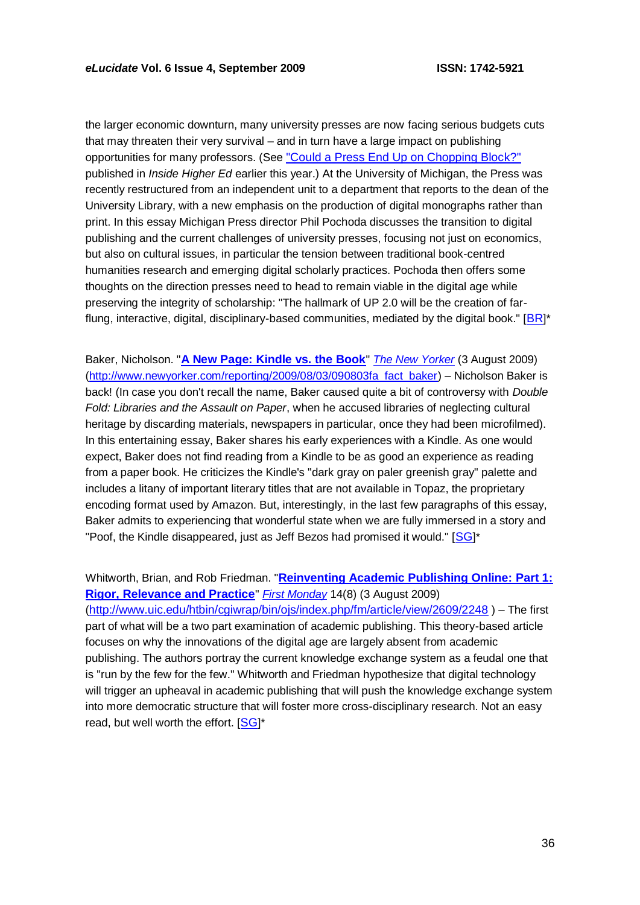the larger economic downturn, many university presses are now facing serious budgets cuts that may threaten their very survival – and in turn have a large impact on publishing opportunities for many professors. (See "Could a Press End Up on Chopping Block?" published in *Inside Higher Ed* earlier this year.) At the University of Michigan, the Press was recently restructured from an independent unit to a department that reports to the dean of the University Library, with a new emphasis on the production of digital monographs rather than print. In this essay Michigan Press director Phil Pochoda discusses the transition to digital publishing and the current challenges of university presses, focusing not just on economics, but also on cultural issues, in particular the tension between traditional book-centred humanities research and emerging digital scholarly practices. Pochoda then offers some thoughts on the direction presses need to head to remain viable in the digital age while preserving the integrity of scholarship: "The hallmark of UP 2.0 will be the creation of far-flung, interactive, digital, disciplinary-based communities, mediated by the digital book." [BR]*

Baker, Nicholson. "**A New Page: Kindle vs. the Book**" *The New Yorker* (3 August 2009) (http://www.newyorker.com/reporting/2009/08/03/090803fa_fact_baker) – Nicholson Baker is back! (In case you don't recall the name, Baker caused quite a bit of controversy with *Double Fold: Libraries and the Assault on Paper*, when he accused libraries of neglecting cultural heritage by discarding materials, newspapers in particular, once they had been microfilmed). In this entertaining essay, Baker shares his early experiences with a Kindle. As one would expect, Baker does not find reading from a Kindle to be as good an experience as reading from a paper book. He criticizes the Kindle's "dark gray on paler greenish gray" palette and includes a litany of important literary titles that are not available in Topaz, the proprietary encoding format used by Amazon. But, interestingly, in the last few paragraphs of this essay, Baker admits to experiencing that wonderful state when we are fully immersed in a story and "Poof, the Kindle disappeared, just as Jeff Bezos had promised it would." [SG]*

Whitworth, Brian, and Rob Friedman. "**Reinventing Academic Publishing Online: Part 1: Rigor, Relevance and Practice**" *First Monday* 14(8) (3 August 2009) (http://www.uic.edu/htbin/cgiwrap/bin/ojs/index.php/fm/article/view/2609/2248 ) – The first part of what will be a two part examination of academic publishing. This theory-based article focuses on why the innovations of the digital age are largely absent from academic publishing. The authors portray the current knowledge exchange system as a feudal one that is "run by the few for the few." Whitworth and Friedman hypothesize that digital technology will trigger an upheaval in academic publishing that will push the knowledge exchange system into more democratic structure that will foster more cross-disciplinary research. Not an easy read, but well worth the effort. [SG]*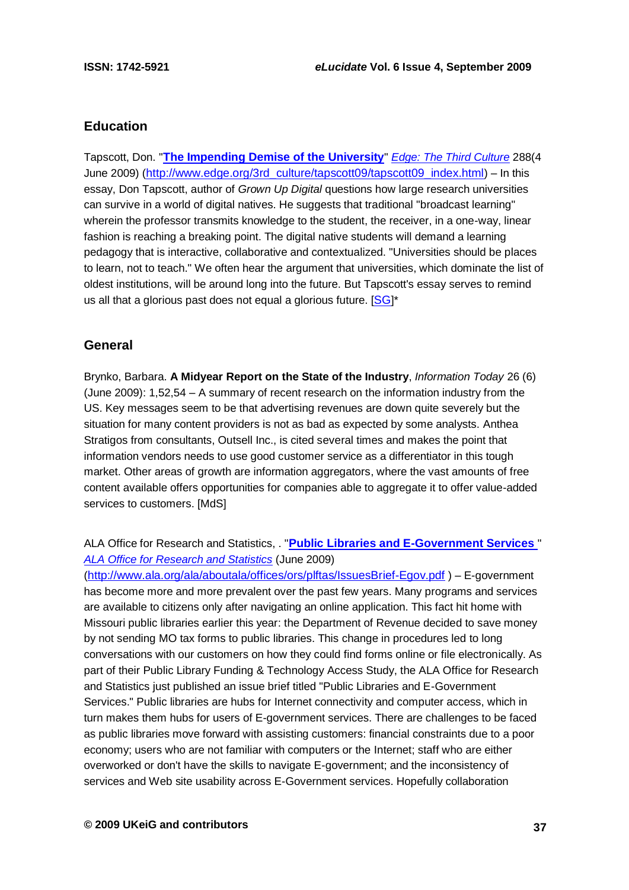## Education

Tapscott, Don. "**The Impending Demise of the University**" *Edge: The Third Culture* 288(4 June 2009) (http://www.edge.org/3rd_culture/tapscott09/tapscott09_index.html) – In this essay, Don Tapscott, author of *Grown Up Digital* questions how large research universities can survive in a world of digital natives. He suggests that traditional "broadcast learning" wherein the professor transmits knowledge to the student, the receiver, in a one-way, linear fashion is reaching a breaking point. The digital native students will demand a learning pedagogy that is interactive, collaborative and contextualized. "Universities should be places to learn, not to teach." We often hear the argument that universities, which dominate the list of oldest institutions, will be around long into the future. But Tapscott's essay serves to remind us all that a glorious past does not equal a glorious future. [SG]*

## General

Brynko, Barbara. **A Midyear Report on the State of the Industry**, *Information Today* 26 (6) (June 2009): 1,52,54 – A summary of recent research on the information industry from the US. Key messages seem to be that advertising revenues are down quite severely but the situation for many content providers is not as bad as expected by some analysts. Anthea Stratigos from consultants, Outsell Inc., is cited several times and makes the point that information vendors needs to use good customer service as a differentiator in this tough market. Other areas of growth are information aggregators, where the vast amounts of free content available offers opportunities for companies able to aggregate it to offer value-added services to customers. [MdS]

ALA Office for Research and Statistics, . "**Public Libraries and E-Government Services** " *ALA Office for Research and Statistics* (June 2009) (http://www.ala.org/ala/aboutala/offices/ors/plftas/IssuesBrief-Egov.pdf ) – E-government has become more and more prevalent over the past few years. Many programs and services are available to citizens only after navigating an online application. This fact hit home with Missouri public libraries earlier this year: the Department of Revenue decided to save money by not sending MO tax forms to public libraries. This change in procedures led to long conversations with our customers on how they could find forms online or file electronically. As part of their Public Library Funding & Technology Access Study, the ALA Office for Research and Statistics just published an issue brief titled "Public Libraries and E-Government Services." Public libraries are hubs for Internet connectivity and computer access, which in turn makes them hubs for users of E-government services. There are challenges to be faced as public libraries move forward with assisting customers: financial constraints due to a poor economy; users who are not familiar with computers or the Internet; staff who are either overworked or don't have the skills to navigate E-government; and the inconsistency of services and Web site usability across E-Government services. Hopefully collaboration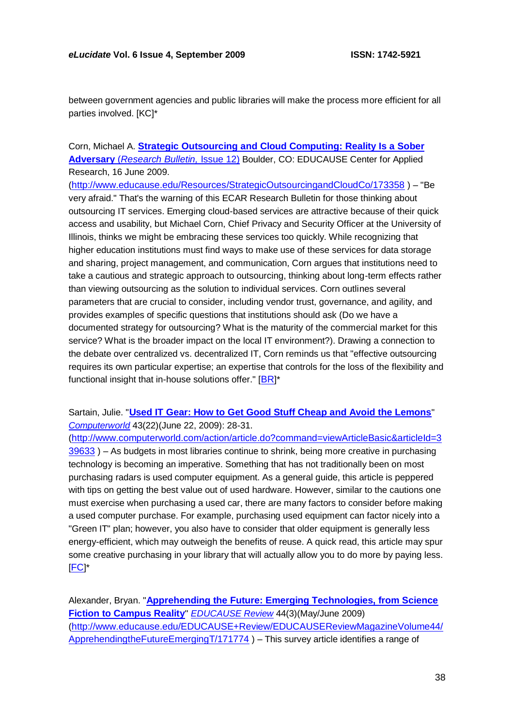between government agencies and public libraries will make the process more efficient for all parties involved. [KC]*

Corn, Michael A. **Strategic Outsourcing and Cloud Computing: Reality Is a Sober Adversary** (*Research Bulletin*, Issue 12) Boulder, CO: EDUCAUSE Center for Applied Research, 16 June 2009. (http://www.educause.edu/Resources/StrategicOutsourcingandCloudCo/173358 ) – "Be very afraid." That's the warning of this ECAR Research Bulletin for those thinking about outsourcing IT services. Emerging cloud-based services are attractive because of their quick access and usability, but Michael Corn, Chief Privacy and Security Officer at the University of Illinois, thinks we might be embracing these services too quickly. While recognizing that higher education institutions must find ways to make use of these services for data storage and sharing, project management, and communication, Corn argues that institutions need to take a cautious and strategic approach to outsourcing, thinking about long-term effects rather than viewing outsourcing as the solution to individual services. Corn outlines several parameters that are crucial to consider, including vendor trust, governance, and agility, and provides examples of specific questions that institutions should ask (Do we have a documented strategy for outsourcing? What is the maturity of the commercial market for this service? What is the broader impact on the local IT environment?). Drawing a connection to the debate over centralized vs. decentralized IT, Corn reminds us that "effective outsourcing requires its own particular expertise; an expertise that controls for the loss of the flexibility and functional insight that in-house solutions offer." [BR]*

Sartain, Julie. "**Used IT Gear: How to Get Good Stuff Cheap and Avoid the Lemons**" *Computerworld* 43(22)(June 22, 2009): 28-31. (http://www.computerworld.com/action/article.do?command=viewArticleBasic&articleId=339633 ) – As budgets in most libraries continue to shrink, being more creative in purchasing technology is becoming an imperative. Something that has not traditionally been on most purchasing radars is used computer equipment. As a general guide, this article is peppered with tips on getting the best value out of used hardware. However, similar to the cautions one must exercise when purchasing a used car, there are many factors to consider before making a used computer purchase. For example, purchasing used equipment can factor nicely into a "Green IT" plan; however, you also have to consider that older equipment is generally less energy-efficient, which may outweigh the benefits of reuse. A quick read, this article may spur some creative purchasing in your library that will actually allow you to do more by paying less. [FC]*

Alexander, Bryan. "**Apprehending the Future: Emerging Technologies, from Science Fiction to Campus Reality**" *EDUCAUSE Review* 44(3)(May/June 2009) (http://www.educause.edu/EDUCAUSE+Review/EDUCAUSEReviewMagazineVolume44/ApprehendingtheFutureEmergingT/171774 ) – This survey article identifies a range of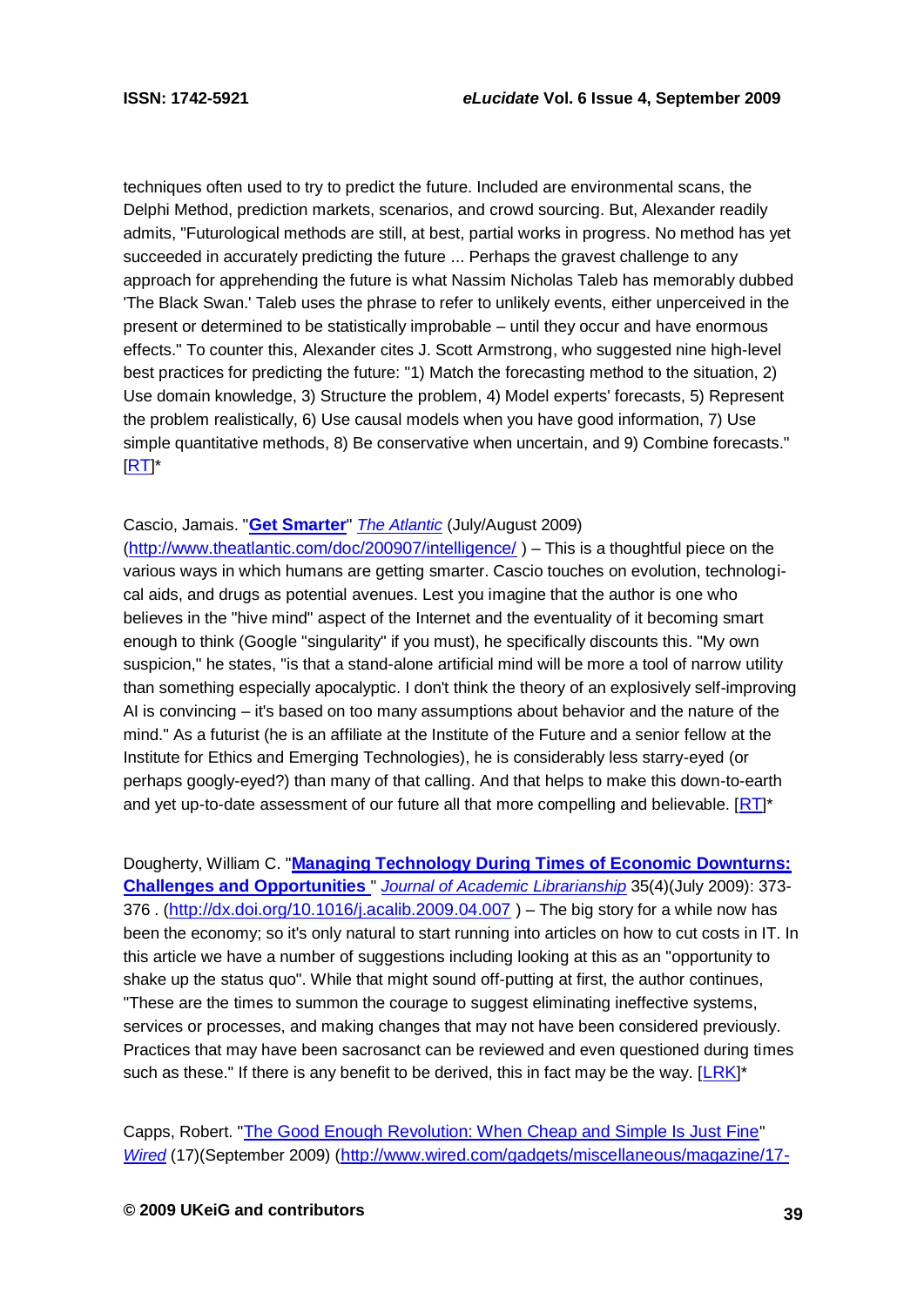techniques often used to try to predict the future. Included are environmental scans, the Delphi Method, prediction markets, scenarios, and crowd sourcing. But, Alexander readily admits, "Futurological methods are still, at best, partial works in progress. No method has yet succeeded in accurately predicting the future ... Perhaps the gravest challenge to any approach for apprehending the future is what Nassim Nicholas Taleb has memorably dubbed 'The Black Swan.' Taleb uses the phrase to refer to unlikely events, either unperceived in the present or determined to be statistically improbable – until they occur and have enormous effects." To counter this, Alexander cites J. Scott Armstrong, who suggested nine high-level best practices for predicting the future: "1) Match the forecasting method to the situation, 2) Use domain knowledge, 3) Structure the problem, 4) Model experts' forecasts, 5) Represent the problem realistically, 6) Use causal models when you have good information, 7) Use simple quantitative methods, 8) Be conservative when uncertain, and 9) Combine forecasts." [RT]*

Cascio, Jamais. "**Get Smarter**" *The Atlantic* (July/August 2009) (http://www.theatlantic.com/doc/200907/intelligence/ ) – This is a thoughtful piece on the various ways in which humans are getting smarter. Cascio touches on evolution, technological aids, and drugs as potential avenues. Lest you imagine that the author is one who believes in the "hive mind" aspect of the Internet and the eventuality of it becoming smart enough to think (Google "singularity" if you must), he specifically discounts this. "My own suspicion," he states, "is that a stand-alone artificial mind will be more a tool of narrow utility than something especially apocalyptic. I don't think the theory of an explosively self-improving AI is convincing – it's based on too many assumptions about behavior and the nature of the mind." As a futurist (he is an affiliate at the Institute of the Future and a senior fellow at the Institute for Ethics and Emerging Technologies), he is considerably less starry-eyed (or perhaps googly-eyed?) than many of that calling. And that helps to make this down-to-earth and yet up-to-date assessment of our future all that more compelling and believable. [RT]*

Dougherty, William C. "**Managing Technology During Times of Economic Downturns: Challenges and Opportunities** " *Journal of Academic Librarianship* 35(4)(July 2009): 373-376 . (http://dx.doi.org/10.1016/j.acalib.2009.04.007 ) – The big story for a while now has been the economy; so it's only natural to start running into articles on how to cut costs in IT. In this article we have a number of suggestions including looking at this as an "opportunity to shake up the status quo". While that might sound off-putting at first, the author continues, "These are the times to summon the courage to suggest eliminating ineffective systems, services or processes, and making changes that may not have been considered previously. Practices that may have been sacrosanct can be reviewed and even questioned during times such as these." If there is any benefit to be derived, this in fact may be the way. [LRK]*

Capps, Robert. "The Good Enough Revolution: When Cheap and Simple Is Just Fine" *Wired* (17)(September 2009) (http://www.wired.com/gadgets/miscellaneous/magazine/17-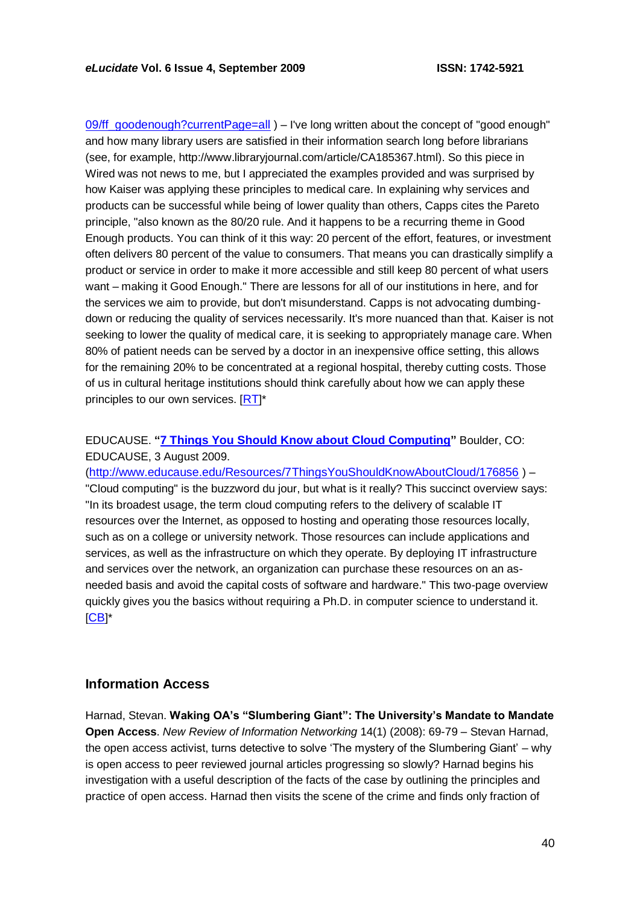09/ff_goodenough?currentPage=all ) – I've long written about the concept of "good enough" and how many library users are satisfied in their information search long before librarians (see, for example, http://www.libraryjournal.com/article/CA185367.html). So this piece in Wired was not news to me, but I appreciated the examples provided and was surprised by how Kaiser was applying these principles to medical care. In explaining why services and products can be successful while being of lower quality than others, Capps cites the Pareto principle, "also known as the 80/20 rule. And it happens to be a recurring theme in Good Enough products. You can think of it this way: 20 percent of the effort, features, or investment often delivers 80 percent of the value to consumers. That means you can drastically simplify a product or service in order to make it more accessible and still keep 80 percent of what users want – making it Good Enough." There are lessons for all of our institutions in here, and for the services we aim to provide, but don't misunderstand. Capps is not advocating dumbing-down or reducing the quality of services necessarily. It's more nuanced than that. Kaiser is not seeking to lower the quality of medical care, it is seeking to appropriately manage care. When 80% of patient needs can be served by a doctor in an inexpensive office setting, this allows for the remaining 20% to be concentrated at a regional hospital, thereby cutting costs. Those of us in cultural heritage institutions should think carefully about how we can apply these principles to our own services. [RT]*

EDUCAUSE. **"7 Things You Should Know about Cloud Computing"** Boulder, CO: EDUCAUSE, 3 August 2009. (http://www.educause.edu/Resources/7ThingsYouShouldKnowAboutCloud/176856 ) – "Cloud computing" is the buzzword du jour, but what is it really? This succinct overview says: "In its broadest usage, the term cloud computing refers to the delivery of scalable IT resources over the Internet, as opposed to hosting and operating those resources locally, such as on a college or university network. Those resources can include applications and services, as well as the infrastructure on which they operate. By deploying IT infrastructure and services over the network, an organization can purchase these resources on an as-needed basis and avoid the capital costs of software and hardware." This two-page overview quickly gives you the basics without requiring a Ph.D. in computer science to understand it. [CB]*

## Information Access

Harnad, Stevan. **Waking OA's "Slumbering Giant": The University's Mandate to Mandate Open Access**. *New Review of Information Networking* 14(1) (2008): 69-79 – Stevan Harnad, the open access activist, turns detective to solve 'The mystery of the Slumbering Giant' – why is open access to peer reviewed journal articles progressing so slowly? Harnad begins his investigation with a useful description of the facts of the case by outlining the principles and practice of open access. Harnad then visits the scene of the crime and finds only fraction of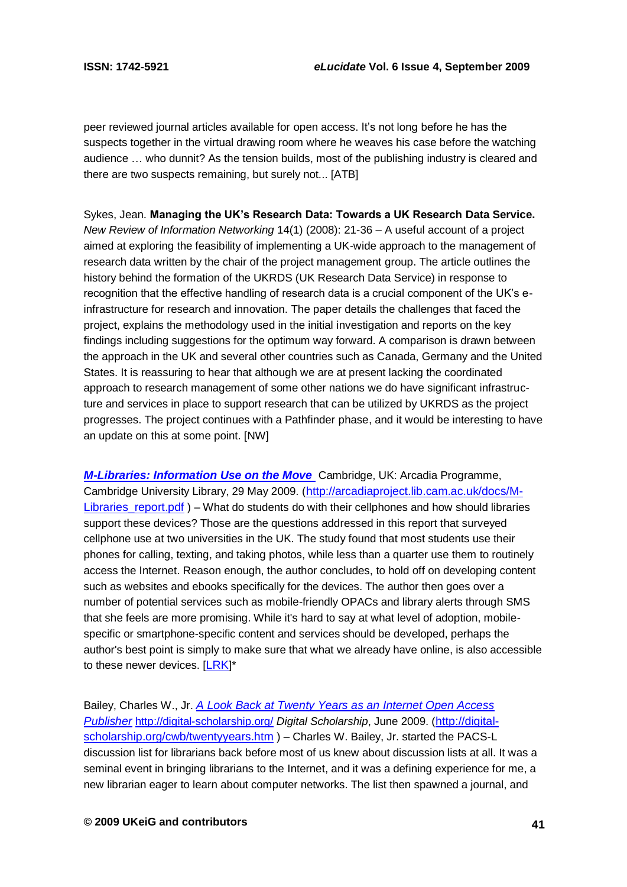peer reviewed journal articles available for open access. It's not long before he has the suspects together in the virtual drawing room where he weaves his case before the watching audience … who dunnit? As the tension builds, most of the publishing industry is cleared and there are two suspects remaining, but surely not... [ATB]

Sykes, Jean. **Managing the UK's Research Data: Towards a UK Research Data Service.** *New Review of Information Networking* 14(1) (2008): 21-36 – A useful account of a project aimed at exploring the feasibility of implementing a UK-wide approach to the management of research data written by the chair of the project management group. The article outlines the history behind the formation of the UKRDS (UK Research Data Service) in response to recognition that the effective handling of research data is a crucial component of the UK's e-infrastructure for research and innovation. The paper details the challenges that faced the project, explains the methodology used in the initial investigation and reports on the key findings including suggestions for the optimum way forward. A comparison is drawn between the approach in the UK and several other countries such as Canada, Germany and the United States. It is reassuring to hear that although we are at present lacking the coordinated approach to research management of some other nations we do have significant infrastructure and services in place to support research that can be utilized by UKRDS as the project progresses. The project continues with a Pathfinder phase, and it would be interesting to have an update on this at some point. [NW]

***M-Libraries: Information Use on the Move*** Cambridge, UK: Arcadia Programme, Cambridge University Library, 29 May 2009. (http://arcadiaproject.lib.cam.ac.uk/docs/M-Libraries_report.pdf ) – What do students do with their cellphones and how should libraries support these devices? Those are the questions addressed in this report that surveyed cellphone use at two universities in the UK. The study found that most students use their phones for calling, texting, and taking photos, while less than a quarter use them to routinely access the Internet. Reason enough, the author concludes, to hold off on developing content such as websites and ebooks specifically for the devices. The author then goes over a number of potential services such as mobile-friendly OPACs and library alerts through SMS that she feels are more promising. While it's hard to say at what level of adoption, mobile-specific or smartphone-specific content and services should be developed, perhaps the author's best point is simply to make sure that what we already have online, is also accessible to these newer devices. [LRK]*

Bailey, Charles W., Jr. *A Look Back at Twenty Years as an Internet Open Access Publisher* http://digital-scholarship.org/ *Digital Scholarship*, June 2009. (http://digital-scholarship.org/cwb/twentyyears.htm ) – Charles W. Bailey, Jr. started the PACS-L discussion list for librarians back before most of us knew about discussion lists at all. It was a seminal event in bringing librarians to the Internet, and it was a defining experience for me, a new librarian eager to learn about computer networks. The list then spawned a journal, and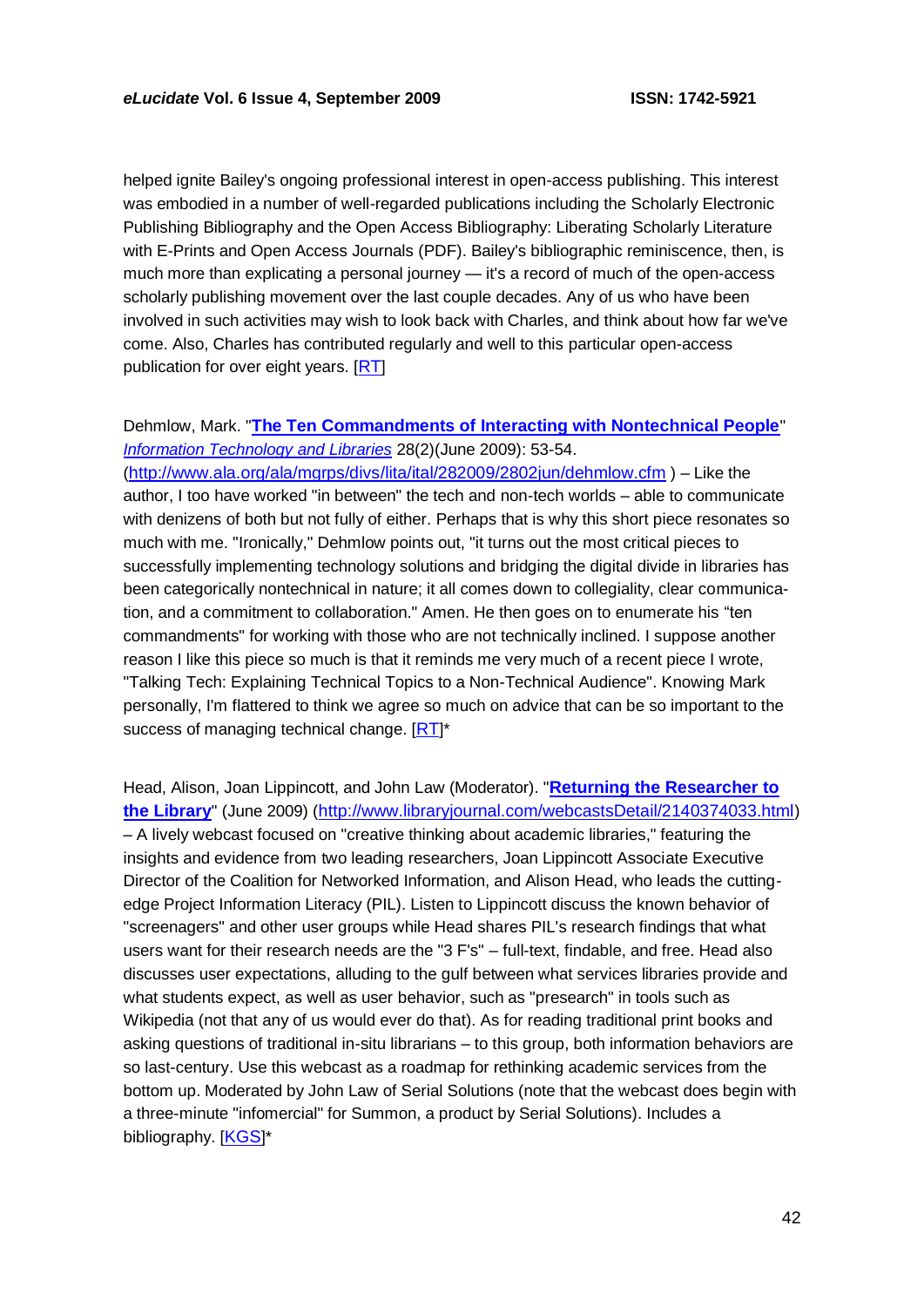helped ignite Bailey's ongoing professional interest in open-access publishing. This interest was embodied in a number of well-regarded publications including the Scholarly Electronic Publishing Bibliography and the Open Access Bibliography: Liberating Scholarly Literature with E-Prints and Open Access Journals (PDF). Bailey's bibliographic reminiscence, then, is much more than explicating a personal journey — it's a record of much of the open-access scholarly publishing movement over the last couple decades. Any of us who have been involved in such activities may wish to look back with Charles, and think about how far we've come. Also, Charles has contributed regularly and well to this particular open-access publication for over eight years. [RT]

Dehmlow, Mark. "**The Ten Commandments of Interacting with Nontechnical People**" *Information Technology and Libraries* 28(2)(June 2009): 53-54. (http://www.ala.org/ala/mgrps/divs/lita/ital/282009/2802jun/dehmlow.cfm ) – Like the author, I too have worked "in between" the tech and non-tech worlds – able to communicate with denizens of both but not fully of either. Perhaps that is why this short piece resonates so much with me. "Ironically," Dehmlow points out, "it turns out the most critical pieces to successfully implementing technology solutions and bridging the digital divide in libraries has been categorically nontechnical in nature; it all comes down to collegiality, clear communication, and a commitment to collaboration." Amen. He then goes on to enumerate his "ten commandments" for working with those who are not technically inclined. I suppose another reason I like this piece so much is that it reminds me very much of a recent piece I wrote, "Talking Tech: Explaining Technical Topics to a Non-Technical Audience". Knowing Mark personally, I'm flattered to think we agree so much on advice that can be so important to the success of managing technical change. [RT]*

Head, Alison, Joan Lippincott, and John Law (Moderator). "**Returning the Researcher to the Library**" (June 2009) (http://www.libraryjournal.com/webcastsDetail/2140374033.html) – A lively webcast focused on "creative thinking about academic libraries," featuring the insights and evidence from two leading researchers, Joan Lippincott Associate Executive Director of the Coalition for Networked Information, and Alison Head, who leads the cutting-edge Project Information Literacy (PIL). Listen to Lippincott discuss the known behavior of "screenagers" and other user groups while Head shares PIL's research findings that what users want for their research needs are the "3 F's" – full-text, findable, and free. Head also discusses user expectations, alluding to the gulf between what services libraries provide and what students expect, as well as user behavior, such as "presearch" in tools such as Wikipedia (not that any of us would ever do that). As for reading traditional print books and asking questions of traditional in-situ librarians – to this group, both information behaviors are so last-century. Use this webcast as a roadmap for rethinking academic services from the bottom up. Moderated by John Law of Serial Solutions (note that the webcast does begin with a three-minute "infomercial" for Summon, a product by Serial Solutions). Includes a bibliography. [KGS]*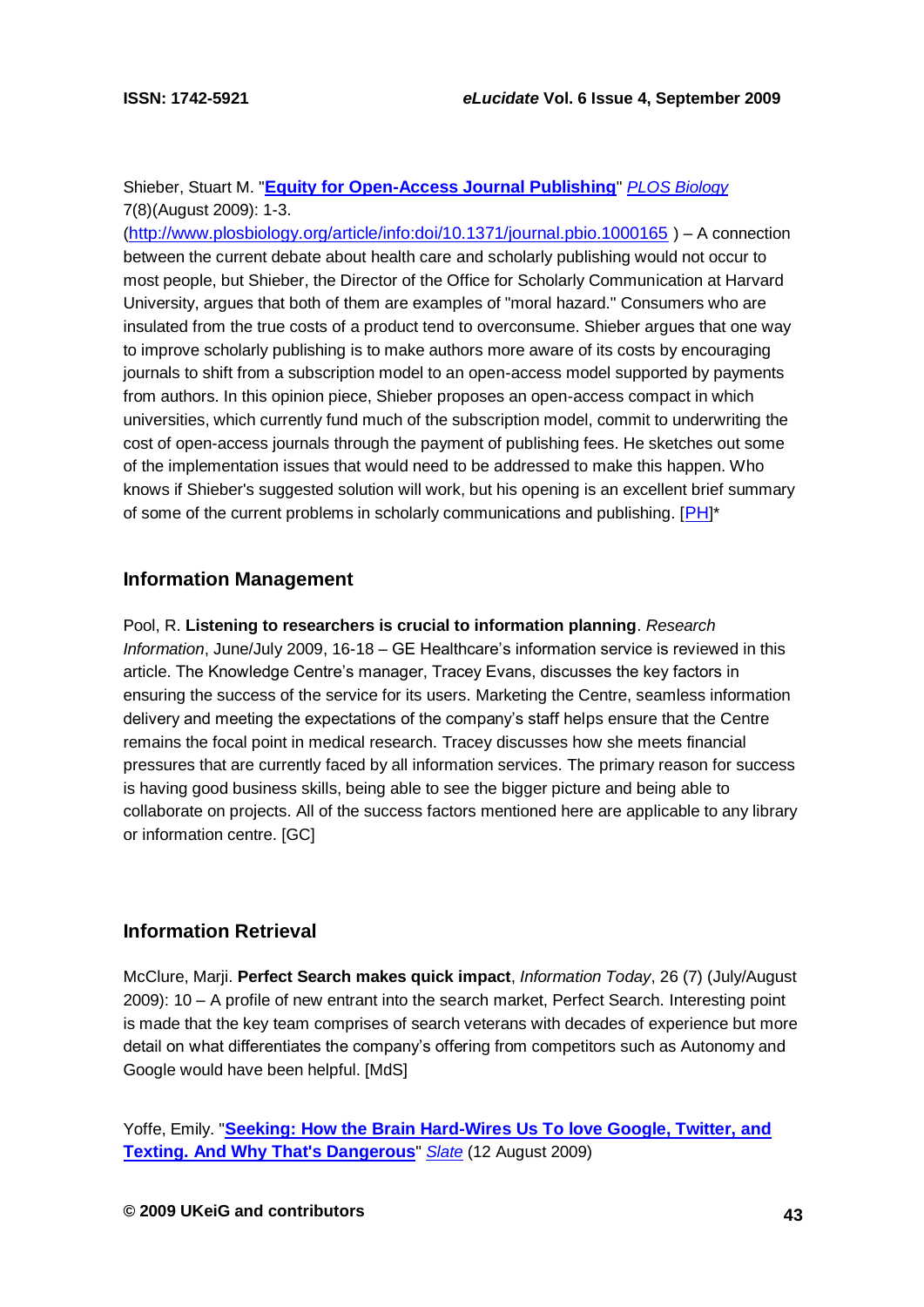Shieber, Stuart M. "**Equity for Open-Access Journal Publishing**" *PLOS Biology* 7(8)(August 2009): 1-3. (http://www.plosbiology.org/article/info:doi/10.1371/journal.pbio.1000165 ) – A connection between the current debate about health care and scholarly publishing would not occur to most people, but Shieber, the Director of the Office for Scholarly Communication at Harvard University, argues that both of them are examples of "moral hazard." Consumers who are insulated from the true costs of a product tend to overconsume. Shieber argues that one way to improve scholarly publishing is to make authors more aware of its costs by encouraging journals to shift from a subscription model to an open-access model supported by payments from authors. In this opinion piece, Shieber proposes an open-access compact in which universities, which currently fund much of the subscription model, commit to underwriting the cost of open-access journals through the payment of publishing fees. He sketches out some of the implementation issues that would need to be addressed to make this happen. Who knows if Shieber's suggested solution will work, but his opening is an excellent brief summary of some of the current problems in scholarly communications and publishing. [PH]*

## Information Management

Pool, R. **Listening to researchers is crucial to information planning**. *Research Information*, June/July 2009, 16-18 – GE Healthcare's information service is reviewed in this article. The Knowledge Centre's manager, Tracey Evans, discusses the key factors in ensuring the success of the service for its users. Marketing the Centre, seamless information delivery and meeting the expectations of the company's staff helps ensure that the Centre remains the focal point in medical research. Tracey discusses how she meets financial pressures that are currently faced by all information services. The primary reason for success is having good business skills, being able to see the bigger picture and being able to collaborate on projects. All of the success factors mentioned here are applicable to any library or information centre. [GC]

## Information Retrieval

McClure, Marji. **Perfect Search makes quick impact**, *Information Today*, 26 (7) (July/August 2009): 10 – A profile of new entrant into the search market, Perfect Search. Interesting point is made that the key team comprises of search veterans with decades of experience but more detail on what differentiates the company's offering from competitors such as Autonomy and Google would have been helpful. [MdS]

Yoffe, Emily. "**Seeking: How the Brain Hard-Wires Us To love Google, Twitter, and Texting. And Why That's Dangerous**" *Slate* (12 August 2009)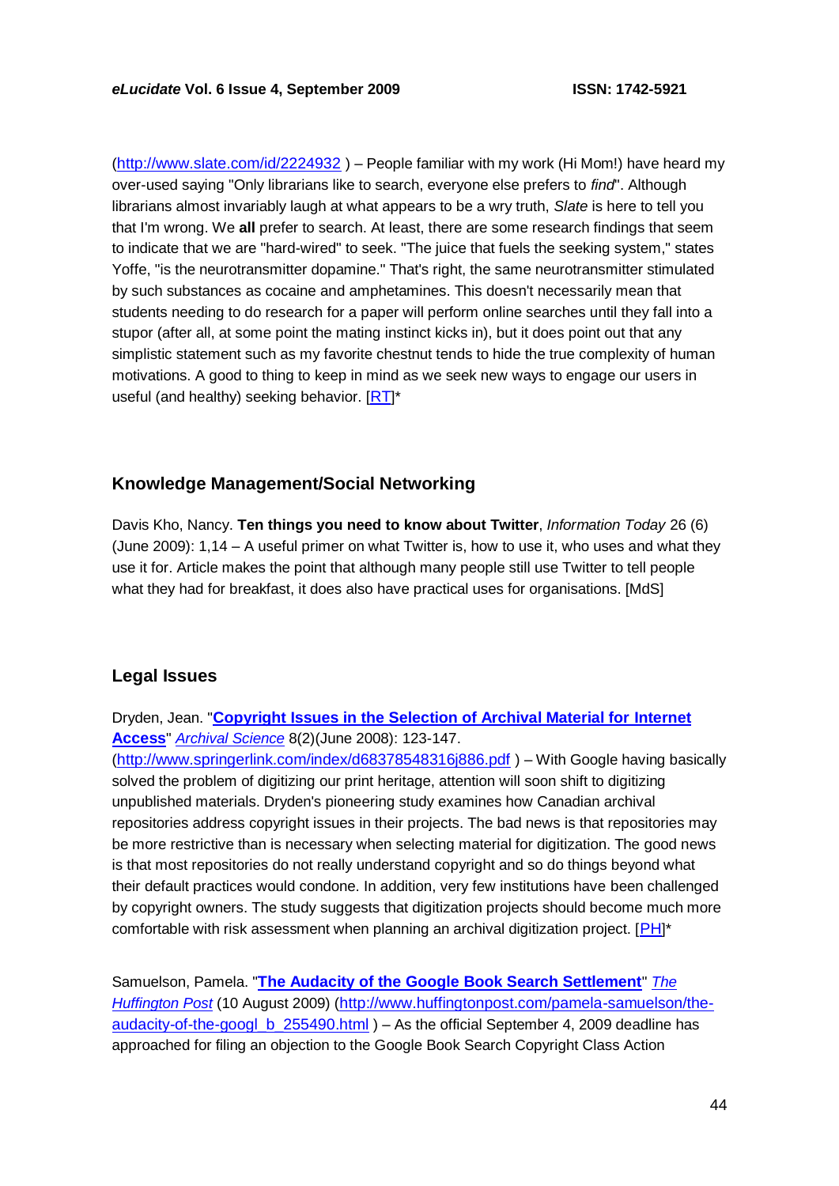(http://www.slate.com/id/2224932 ) – People familiar with my work (Hi Mom!) have heard my over-used saying "Only librarians like to search, everyone else prefers to *find*". Although librarians almost invariably laugh at what appears to be a wry truth, *Slate* is here to tell you that I'm wrong. We **all** prefer to search. At least, there are some research findings that seem to indicate that we are "hard-wired" to seek. "The juice that fuels the seeking system," states Yoffe, "is the neurotransmitter dopamine." That's right, the same neurotransmitter stimulated by such substances as cocaine and amphetamines. This doesn't necessarily mean that students needing to do research for a paper will perform online searches until they fall into a stupor (after all, at some point the mating instinct kicks in), but it does point out that any simplistic statement such as my favorite chestnut tends to hide the true complexity of human motivations. A good to thing to keep in mind as we seek new ways to engage our users in useful (and healthy) seeking behavior. [RT]*

## Knowledge Management/Social Networking

Davis Kho, Nancy. **Ten things you need to know about Twitter**, *Information Today* 26 (6) (June 2009): 1,14 – A useful primer on what Twitter is, how to use it, who uses and what they use it for. Article makes the point that although many people still use Twitter to tell people what they had for breakfast, it does also have practical uses for organisations. [MdS]

## Legal Issues

Dryden, Jean. "**Copyright Issues in the Selection of Archival Material for Internet Access**" *Archival Science* 8(2)(June 2008): 123-147. (http://www.springerlink.com/index/d68378548316j886.pdf ) – With Google having basically solved the problem of digitizing our print heritage, attention will soon shift to digitizing unpublished materials. Dryden's pioneering study examines how Canadian archival repositories address copyright issues in their projects. The bad news is that repositories may be more restrictive than is necessary when selecting material for digitization. The good news is that most repositories do not really understand copyright and so do things beyond what their default practices would condone. In addition, very few institutions have been challenged by copyright owners. The study suggests that digitization projects should become much more comfortable with risk assessment when planning an archival digitization project. [PH]*

Samuelson, Pamela. "**The Audacity of the Google Book Search Settlement**" *The Huffington Post* (10 August 2009) (http://www.huffingtonpost.com/pamela-samuelson/the-audacity-of-the-googl_b_255490.html ) – As the official September 4, 2009 deadline has approached for filing an objection to the Google Book Search Copyright Class Action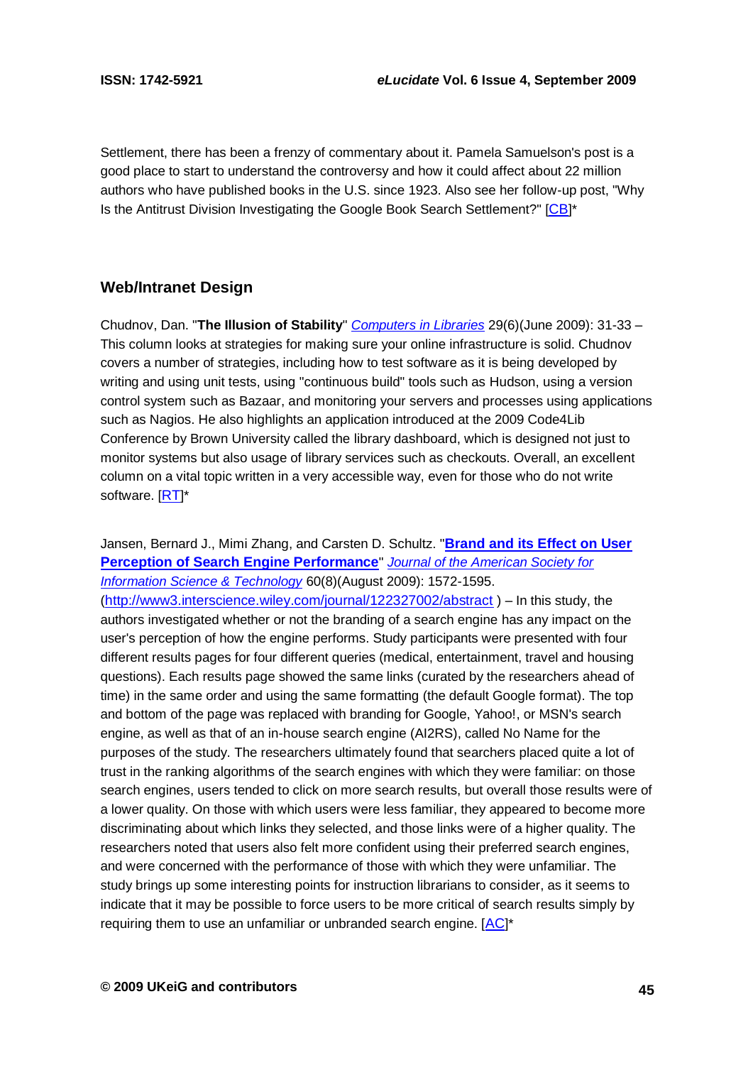Settlement, there has been a frenzy of commentary about it. Pamela Samuelson's post is a good place to start to understand the controversy and how it could affect about 22 million authors who have published books in the U.S. since 1923. Also see her follow-up post, "Why Is the Antitrust Division Investigating the Google Book Search Settlement?" [CB]*

## Web/Intranet Design

Chudnov, Dan. "**The Illusion of Stability**" *Computers in Libraries* 29(6)(June 2009): 31-33 – This column looks at strategies for making sure your online infrastructure is solid. Chudnov covers a number of strategies, including how to test software as it is being developed by writing and using unit tests, using "continuous build" tools such as Hudson, using a version control system such as Bazaar, and monitoring your servers and processes using applications such as Nagios. He also highlights an application introduced at the 2009 Code4Lib Conference by Brown University called the library dashboard, which is designed not just to monitor systems but also usage of library services such as checkouts. Overall, an excellent column on a vital topic written in a very accessible way, even for those who do not write software. [RT]*

Jansen, Bernard J., Mimi Zhang, and Carsten D. Schultz. "**Brand and its Effect on User Perception of Search Engine Performance**" *Journal of the American Society for Information Science & Technology* 60(8)(August 2009): 1572-1595. (http://www3.interscience.wiley.com/journal/122327002/abstract ) – In this study, the authors investigated whether or not the branding of a search engine has any impact on the user's perception of how the engine performs. Study participants were presented with four different results pages for four different queries (medical, entertainment, travel and housing questions). Each results page showed the same links (curated by the researchers ahead of time) in the same order and using the same formatting (the default Google format). The top and bottom of the page was replaced with branding for Google, Yahoo!, or MSN's search engine, as well as that of an in-house search engine (AI2RS), called No Name for the purposes of the study. The researchers ultimately found that searchers placed quite a lot of trust in the ranking algorithms of the search engines with which they were familiar: on those search engines, users tended to click on more search results, but overall those results were of a lower quality. On those with which users were less familiar, they appeared to become more discriminating about which links they selected, and those links were of a higher quality. The researchers noted that users also felt more confident using their preferred search engines, and were concerned with the performance of those with which they were unfamiliar. The study brings up some interesting points for instruction librarians to consider, as it seems to indicate that it may be possible to force users to be more critical of search results simply by requiring them to use an unfamiliar or unbranded search engine. [AC]*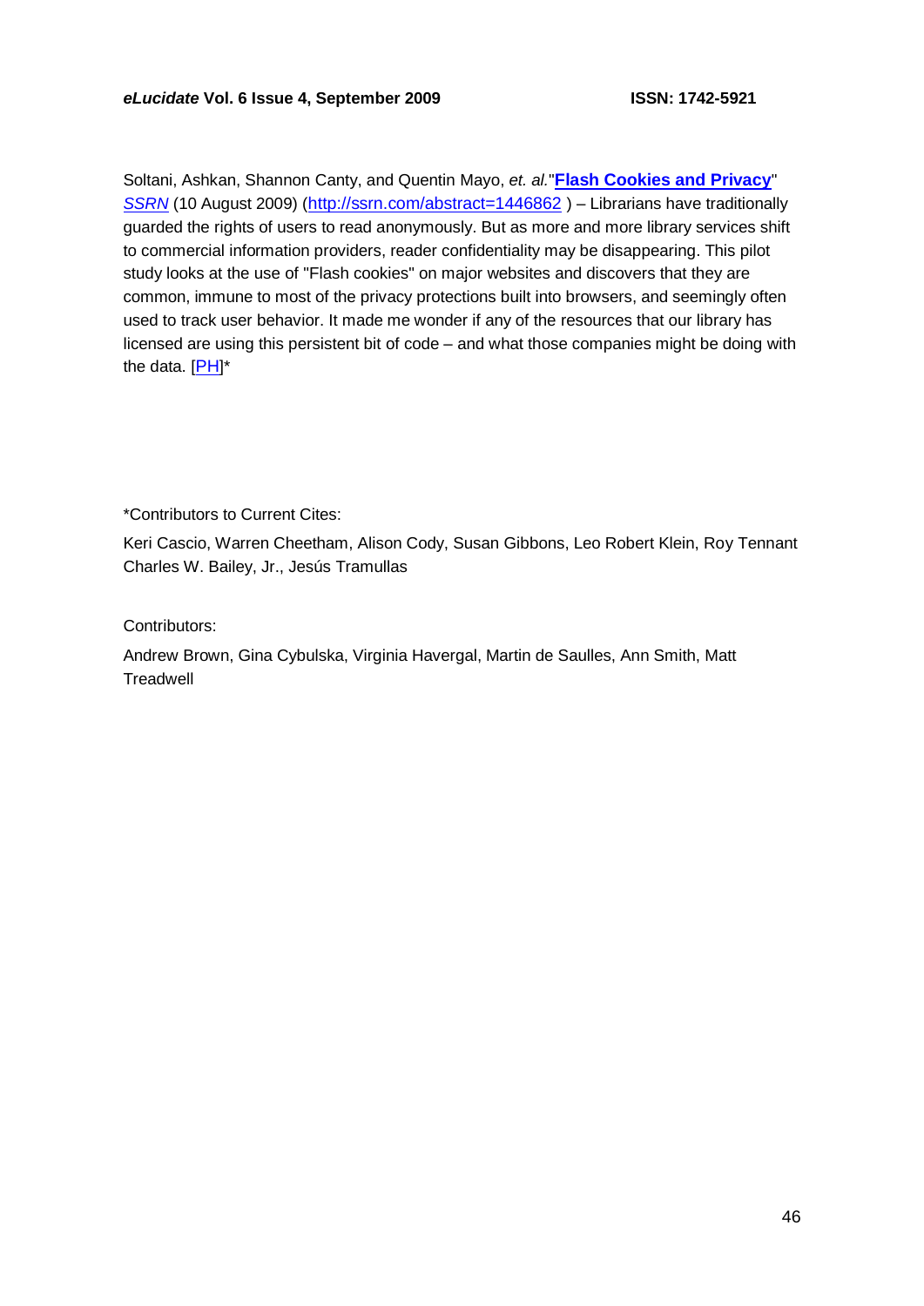Soltani, Ashkan, Shannon Canty, and Quentin Mayo, *et. al.*"**Flash Cookies and Privacy**" *SSRN* (10 August 2009) (http://ssrn.com/abstract=1446862 ) – Librarians have traditionally guarded the rights of users to read anonymously. But as more and more library services shift to commercial information providers, reader confidentiality may be disappearing. This pilot study looks at the use of "Flash cookies" on major websites and discovers that they are common, immune to most of the privacy protections built into browsers, and seemingly often used to track user behavior. It made me wonder if any of the resources that our library has licensed are using this persistent bit of code – and what those companies might be doing with the data. [PH]*

*Contributors to Current Cites:

Keri Cascio, Warren Cheetham, Alison Cody, Susan Gibbons, Leo Robert Klein, Roy Tennant Charles W. Bailey, Jr., Jesús Tramullas

Contributors:

Andrew Brown, Gina Cybulska, Virginia Havergal, Martin de Saulles, Ann Smith, Matt Treadwell